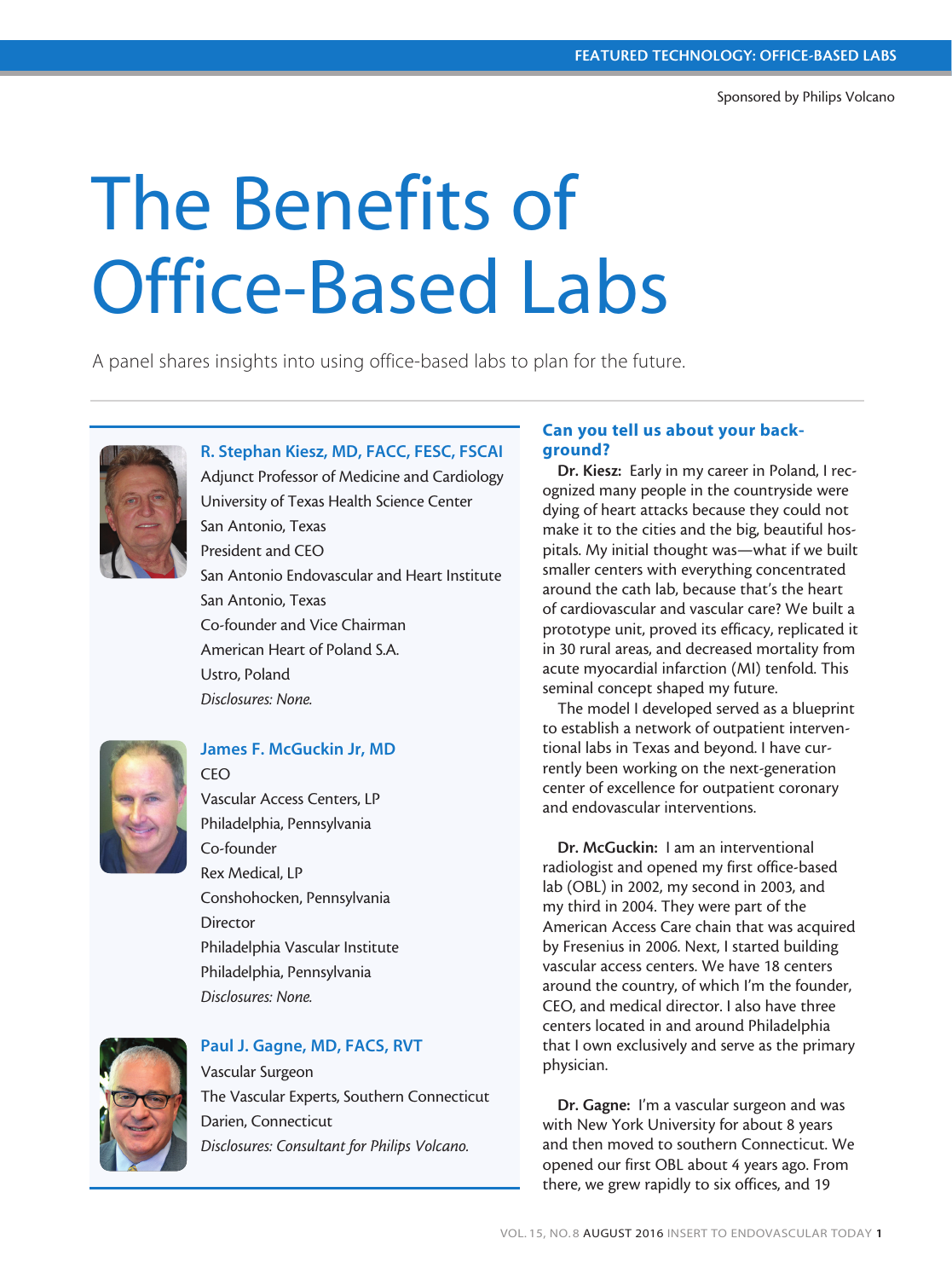# The Benefits of Office-Based Labs

A panel shares insights into using office-based labs to plan for the future.

Sponsored by Philips Volcano

**R. Stephan Kiesz, MD, FACC, FESC, FSCAI**
Adjunct Professor of Medicine and Cardiology
University of Texas Health Science Center
San Antonio, Texas
President and CEO
San Antonio Endovascular and Heart Institute
San Antonio, Texas
Co-founder and Vice Chairman
American Heart of Poland S.A.
Ustro, Poland
*Disclosures: None.*

**James F. McGuckin Jr, MD**
CEO
Vascular Access Centers, LP
Philadelphia, Pennsylvania
Co-founder
Rex Medical, LP
Conshohocken, Pennsylvania
Director
Philadelphia Vascular Institute
Philadelphia, Pennsylvania
*Disclosures: None.*

**Paul J. Gagne, MD, FACS, RVT**
Vascular Surgeon
The Vascular Experts, Southern Connecticut
Darien, Connecticut
*Disclosures: Consultant for Philips Volcano.*

### Can you tell us about your background?

**Dr. Kiesz:** Early in my career in Poland, I recognized many people in the countryside were dying of heart attacks because they could not make it to the cities and the big, beautiful hospitals. My initial thought was—what if we built smaller centers with everything concentrated around the cath lab, because that's the heart of cardiovascular and vascular care? We built a prototype unit, proved its efficacy, replicated it in 30 rural areas, and decreased mortality from acute myocardial infarction (MI) tenfold. This seminal concept shaped my future.

The model I developed served as a blueprint to establish a network of outpatient interventional labs in Texas and beyond. I have currently been working on the next-generation center of excellence for outpatient coronary and endovascular interventions.

**Dr. McGuckin:** I am an interventional radiologist and opened my first office-based lab (OBL) in 2002, my second in 2003, and my third in 2004. They were part of the American Access Care chain that was acquired by Fresenius in 2006. Next, I started building vascular access centers. We have 18 centers around the country, of which I'm the founder, CEO, and medical director. I also have three centers located in and around Philadelphia that I own exclusively and serve as the primary physician.

**Dr. Gagne:** I'm a vascular surgeon and was with New York University for about 8 years and then moved to southern Connecticut. We opened our first OBL about 4 years ago. From there, we grew rapidly to six offices, and 19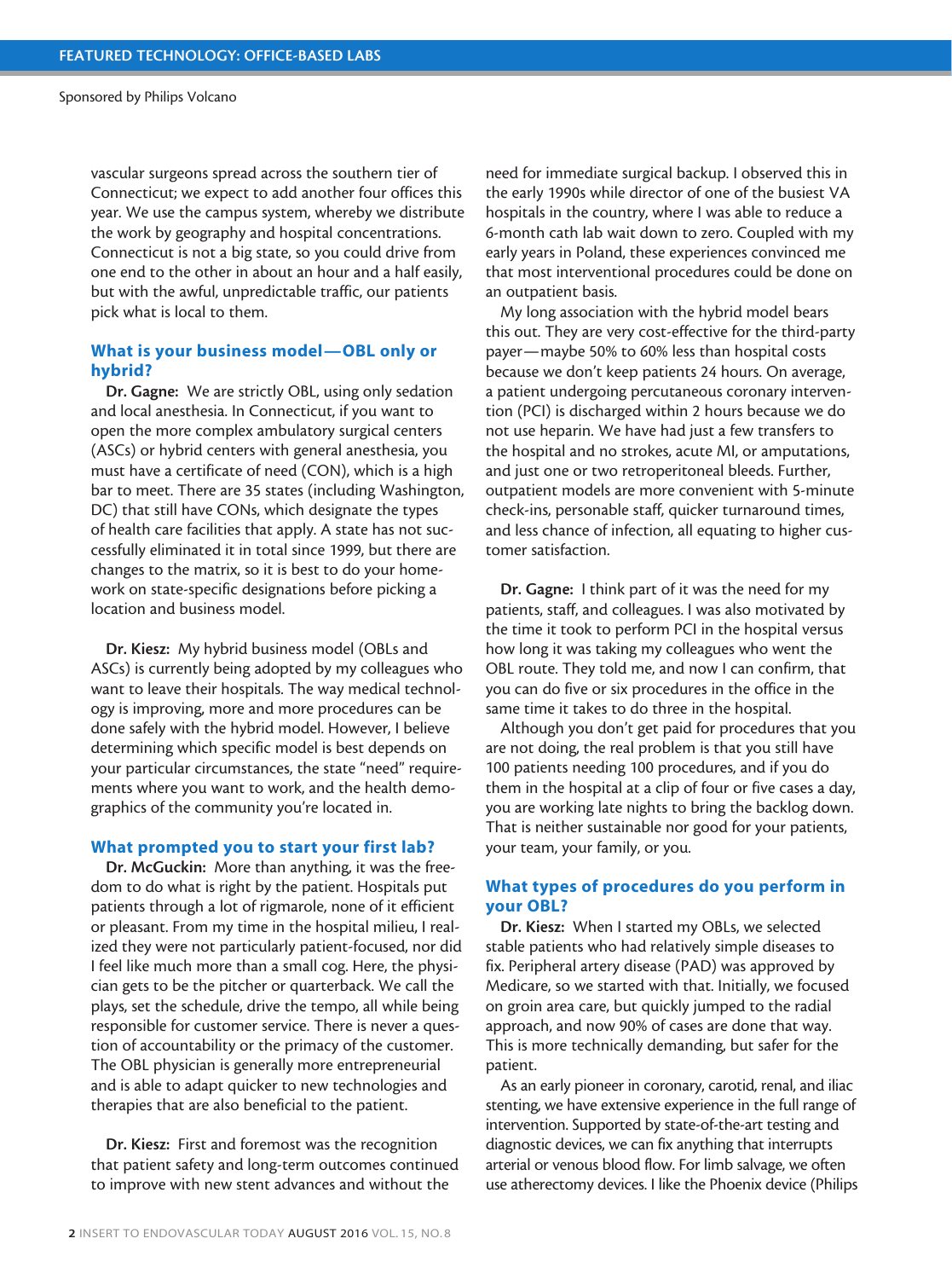vascular surgeons spread across the southern tier of Connecticut; we expect to add another four offices this year. We use the campus system, whereby we distribute the work by geography and hospital concentrations. Connecticut is not a big state, so you could drive from one end to the other in about an hour and a half easily, but with the awful, unpredictable traffic, our patients pick what is local to them.

### What is your business model—OBL only or hybrid?

**Dr. Gagne:** We are strictly OBL, using only sedation and local anesthesia. In Connecticut, if you want to open the more complex ambulatory surgical centers (ASCs) or hybrid centers with general anesthesia, you must have a certificate of need (CON), which is a high bar to meet. There are 35 states (including Washington, DC) that still have CONs, which designate the types of health care facilities that apply. A state has not successfully eliminated it in total since 1999, but there are changes to the matrix, so it is best to do your homework on state-specific designations before picking a location and business model.

**Dr. Kiesz:** My hybrid business model (OBLs and ASCs) is currently being adopted by my colleagues who want to leave their hospitals. The way medical technology is improving, more and more procedures can be done safely with the hybrid model. However, I believe determining which specific model is best depends on your particular circumstances, the state "need" requirements where you want to work, and the health demographics of the community you're located in.

### What prompted you to start your first lab?

**Dr. McGuckin:** More than anything, it was the freedom to do what is right by the patient. Hospitals put patients through a lot of rigmarole, none of it efficient or pleasant. From my time in the hospital milieu, I realized they were not particularly patient-focused, nor did I feel like much more than a small cog. Here, the physician gets to be the pitcher or quarterback. We call the plays, set the schedule, drive the tempo, all while being responsible for customer service. There is never a question of accountability or the primacy of the customer. The OBL physician is generally more entrepreneurial and is able to adapt quicker to new technologies and therapies that are also beneficial to the patient.

**Dr. Kiesz:** First and foremost was the recognition that patient safety and long-term outcomes continued to improve with new stent advances and without the need for immediate surgical backup. I observed this in the early 1990s while director of one of the busiest VA hospitals in the country, where I was able to reduce a 6-month cath lab wait down to zero. Coupled with my early years in Poland, these experiences convinced me that most interventional procedures could be done on an outpatient basis.

My long association with the hybrid model bears this out. They are very cost-effective for the third-party payer—maybe 50% to 60% less than hospital costs because we don't keep patients 24 hours. On average, a patient undergoing percutaneous coronary intervention (PCI) is discharged within 2 hours because we do not use heparin. We have had just a few transfers to the hospital and no strokes, acute MI, or amputations, and just one or two retroperitoneal bleeds. Further, outpatient models are more convenient with 5-minute check-ins, personable staff, quicker turnaround times, and less chance of infection, all equating to higher customer satisfaction.

**Dr. Gagne:** I think part of it was the need for my patients, staff, and colleagues. I was also motivated by the time it took to perform PCI in the hospital versus how long it was taking my colleagues who went the OBL route. They told me, and now I can confirm, that you can do five or six procedures in the office in the same time it takes to do three in the hospital.

Although you don't get paid for procedures that you are not doing, the real problem is that you still have 100 patients needing 100 procedures, and if you do them in the hospital at a clip of four or five cases a day, you are working late nights to bring the backlog down. That is neither sustainable nor good for your patients, your team, your family, or you.

### What types of procedures do you perform in your OBL?

**Dr. Kiesz:** When I started my OBLs, we selected stable patients who had relatively simple diseases to fix. Peripheral artery disease (PAD) was approved by Medicare, so we started with that. Initially, we focused on groin area care, but quickly jumped to the radial approach, and now 90% of cases are done that way. This is more technically demanding, but safer for the patient.

As an early pioneer in coronary, carotid, renal, and iliac stenting, we have extensive experience in the full range of intervention. Supported by state-of-the-art testing and diagnostic devices, we can fix anything that interrupts arterial or venous blood flow. For limb salvage, we often use atherectomy devices. I like the Phoenix device (Philips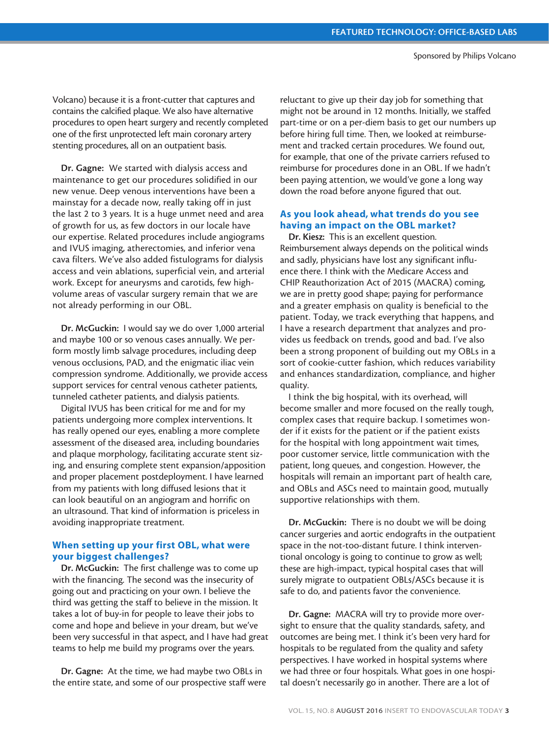Volcano) because it is a front-cutter that captures and contains the calcified plaque. We also have alternative procedures to open heart surgery and recently completed one of the first unprotected left main coronary artery stenting procedures, all on an outpatient basis.

**Dr. Gagne:** We started with dialysis access and maintenance to get our procedures solidified in our new venue. Deep venous interventions have been a mainstay for a decade now, really taking off in just the last 2 to 3 years. It is a huge unmet need and area of growth for us, as few doctors in our locale have our expertise. Related procedures include angiograms and IVUS imaging, atherectomies, and inferior vena cava filters. We've also added fistulograms for dialysis access and vein ablations, superficial vein, and arterial work. Except for aneurysms and carotids, few high-volume areas of vascular surgery remain that we are not already performing in our OBL.

**Dr. McGuckin:** I would say we do over 1,000 arterial and maybe 100 or so venous cases annually. We perform mostly limb salvage procedures, including deep venous occlusions, PAD, and the enigmatic iliac vein compression syndrome. Additionally, we provide access support services for central venous catheter patients, tunneled catheter patients, and dialysis patients.

Digital IVUS has been critical for me and for my patients undergoing more complex interventions. It has really opened our eyes, enabling a more complete assessment of the diseased area, including boundaries and plaque morphology, facilitating accurate stent sizing, and ensuring complete stent expansion/apposition and proper placement postdeployment. I have learned from my patients with long diffused lesions that it can look beautiful on an angiogram and horrific on an ultrasound. That kind of information is priceless in avoiding inappropriate treatment.

## When setting up your first OBL, what were your biggest challenges?

**Dr. McGuckin:** The first challenge was to come up with the financing. The second was the insecurity of going out and practicing on your own. I believe the third was getting the staff to believe in the mission. It takes a lot of buy-in for people to leave their jobs to come and hope and believe in your dream, but we've been very successful in that aspect, and I have had great teams to help me build my programs over the years.

**Dr. Gagne:** At the time, we had maybe two OBLs in the entire state, and some of our prospective staff were reluctant to give up their day job for something that might not be around in 12 months. Initially, we staffed part-time or on a per-diem basis to get our numbers up before hiring full time. Then, we looked at reimbursement and tracked certain procedures. We found out, for example, that one of the private carriers refused to reimburse for procedures done in an OBL. If we hadn't been paying attention, we would've gone a long way down the road before anyone figured that out.

## As you look ahead, what trends do you see having an impact on the OBL market?

**Dr. Kiesz:** This is an excellent question. Reimbursement always depends on the political winds and sadly, physicians have lost any significant influence there. I think with the Medicare Access and CHIP Reauthorization Act of 2015 (MACRA) coming, we are in pretty good shape; paying for performance and a greater emphasis on quality is beneficial to the patient. Today, we track everything that happens, and I have a research department that analyzes and provides us feedback on trends, good and bad. I've also been a strong proponent of building out my OBLs in a sort of cookie-cutter fashion, which reduces variability and enhances standardization, compliance, and higher quality.

I think the big hospital, with its overhead, will become smaller and more focused on the really tough, complex cases that require backup. I sometimes wonder if it exists for the patient or if the patient exists for the hospital with long appointment wait times, poor customer service, little communication with the patient, long queues, and congestion. However, the hospitals will remain an important part of health care, and OBLs and ASCs need to maintain good, mutually supportive relationships with them.

**Dr. McGuckin:** There is no doubt we will be doing cancer surgeries and aortic endografts in the outpatient space in the not-too-distant future. I think interventional oncology is going to continue to grow as well; these are high-impact, typical hospital cases that will surely migrate to outpatient OBLs/ASCs because it is safe to do, and patients favor the convenience.

**Dr. Gagne:** MACRA will try to provide more oversight to ensure that the quality standards, safety, and outcomes are being met. I think it's been very hard for hospitals to be regulated from the quality and safety perspectives. I have worked in hospital systems where we had three or four hospitals. What goes in one hospital doesn't necessarily go in another. There are a lot of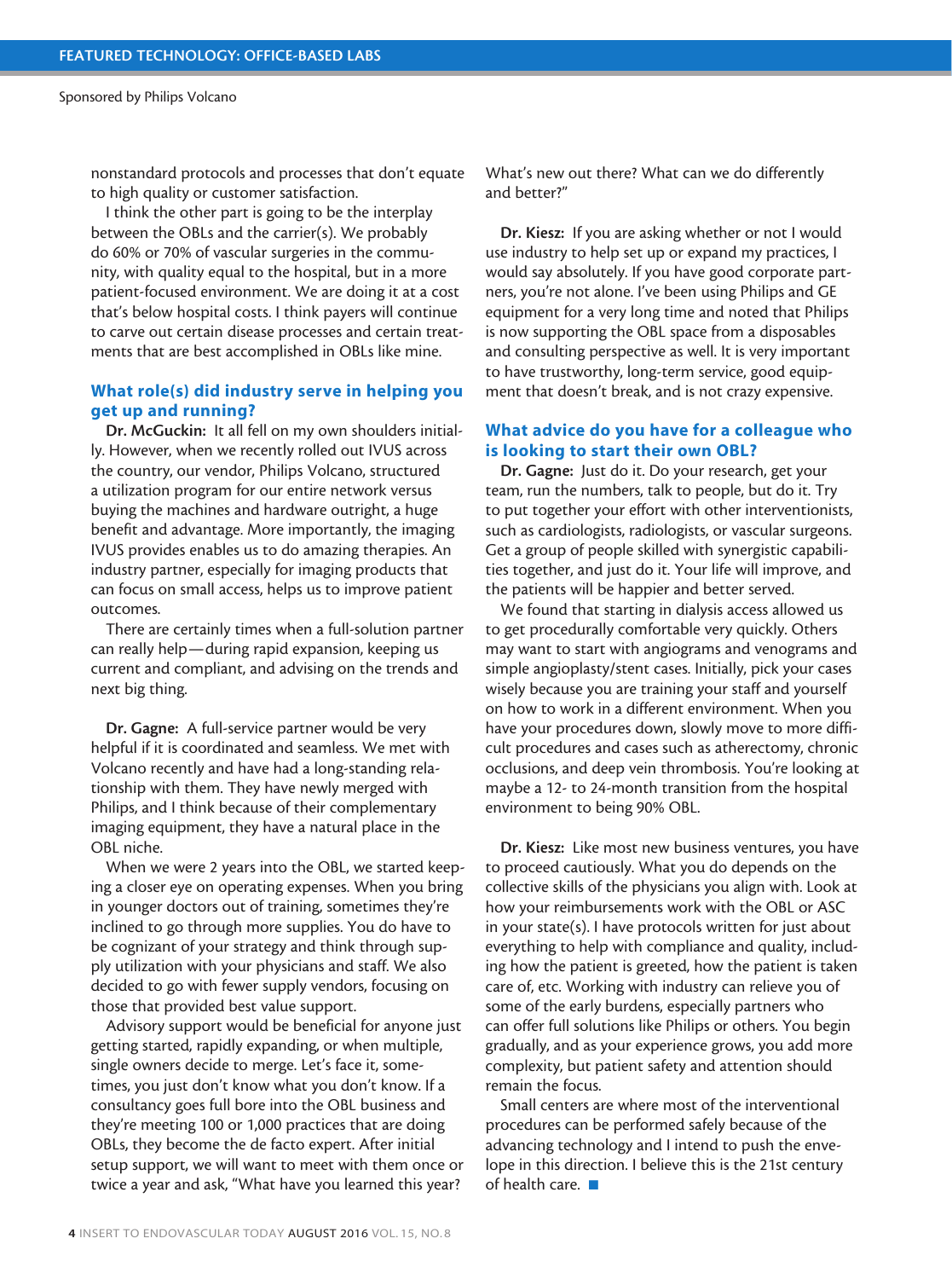nonstandard protocols and processes that don't equate to high quality or customer satisfaction.

I think the other part is going to be the interplay between the OBLs and the carrier(s). We probably do 60% or 70% of vascular surgeries in the community, with quality equal to the hospital, but in a more patient-focused environment. We are doing it at a cost that's below hospital costs. I think payers will continue to carve out certain disease processes and certain treatments that are best accomplished in OBLs like mine.

## What role(s) did industry serve in helping you get up and running?

**Dr. McGuckin:** It all fell on my own shoulders initially. However, when we recently rolled out IVUS across the country, our vendor, Philips Volcano, structured a utilization program for our entire network versus buying the machines and hardware outright, a huge benefit and advantage. More importantly, the imaging IVUS provides enables us to do amazing therapies. An industry partner, especially for imaging products that can focus on small access, helps us to improve patient outcomes.

There are certainly times when a full-solution partner can really help—during rapid expansion, keeping us current and compliant, and advising on the trends and next big thing.

**Dr. Gagne:** A full-service partner would be very helpful if it is coordinated and seamless. We met with Volcano recently and have had a long-standing relationship with them. They have newly merged with Philips, and I think because of their complementary imaging equipment, they have a natural place in the OBL niche.

When we were 2 years into the OBL, we started keeping a closer eye on operating expenses. When you bring in younger doctors out of training, sometimes they're inclined to go through more supplies. You do have to be cognizant of your strategy and think through supply utilization with your physicians and staff. We also decided to go with fewer supply vendors, focusing on those that provided best value support.

Advisory support would be beneficial for anyone just getting started, rapidly expanding, or when multiple, single owners decide to merge. Let's face it, sometimes, you just don't know what you don't know. If a consultancy goes full bore into the OBL business and they're meeting 100 or 1,000 practices that are doing OBLs, they become the de facto expert. After initial setup support, we will want to meet with them once or twice a year and ask, "What have you learned this year? What's new out there? What can we do differently and better?"

**Dr. Kiesz:** If you are asking whether or not I would use industry to help set up or expand my practices, I would say absolutely. If you have good corporate partners, you're not alone. I've been using Philips and GE equipment for a very long time and noted that Philips is now supporting the OBL space from a disposables and consulting perspective as well. It is very important to have trustworthy, long-term service, good equipment that doesn't break, and is not crazy expensive.

## What advice do you have for a colleague who is looking to start their own OBL?

**Dr. Gagne:** Just do it. Do your research, get your team, run the numbers, talk to people, but do it. Try to put together your effort with other interventionists, such as cardiologists, radiologists, or vascular surgeons. Get a group of people skilled with synergistic capabilities together, and just do it. Your life will improve, and the patients will be happier and better served.

We found that starting in dialysis access allowed us to get procedurally comfortable very quickly. Others may want to start with angiograms and venograms and simple angioplasty/stent cases. Initially, pick your cases wisely because you are training your staff and yourself on how to work in a different environment. When you have your procedures down, slowly move to more difficult procedures and cases such as atherectomy, chronic occlusions, and deep vein thrombosis. You're looking at maybe a 12- to 24-month transition from the hospital environment to being 90% OBL.

**Dr. Kiesz:** Like most new business ventures, you have to proceed cautiously. What you do depends on the collective skills of the physicians you align with. Look at how your reimbursements work with the OBL or ASC in your state(s). I have protocols written for just about everything to help with compliance and quality, including how the patient is greeted, how the patient is taken care of, etc. Working with industry can relieve you of some of the early burdens, especially partners who can offer full solutions like Philips or others. You begin gradually, and as your experience grows, you add more complexity, but patient safety and attention should remain the focus.

Small centers are where most of the interventional procedures can be performed safely because of the advancing technology and I intend to push the envelope in this direction. I believe this is the 21st century of health care. ■